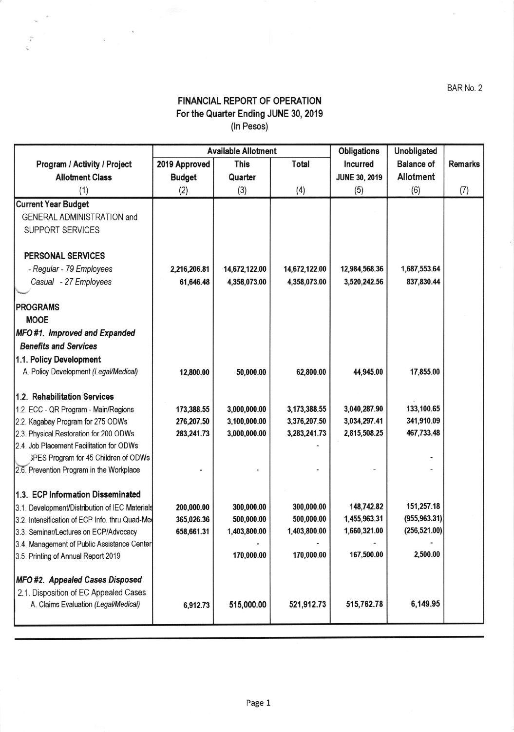BAR No. 2

# FINANCIAL REPORT OF OPERATION
## For the Quarter Ending JUNE 30, 2019
(In Pesos)

| Program / Activity / Project Allotment Class | Available Allotment | | | Obligations Incurred JUNE 30, 2019 | Unobligated Balance of Allotment | Remarks |
|---|---|---|---|---|---|---|
| | 2019 Approved Budget | This Quarter | Total | | | |
| (1) | (2) | (3) | (4) | (5) | (6) | (7) |
| **Current Year Budget** | | | | | | |
| GENERAL ADMINISTRATION and SUPPORT SERVICES | | | | | | |
| **PERSONAL SERVICES** | | | | | | |
| *- Regular - 79 Employees* | 2,216,206.81 | 14,672,122.00 | 14,672,122.00 | 12,984,568.36 | 1,687,553.64 | |
| *Casual - 27 Employees* | 61,646.48 | 4,358,073.00 | 4,358,073.00 | 3,520,242.56 | 837,830.44 | |
| **PROGRAMS** | | | | | | |
| **MOOE** | | | | | | |
| ***MFO #1. Improved and Expanded Benefits and Services*** | | | | | | |
| **1.1. Policy Development** | | | | | | |
| A. Policy Development *(Legal/Medical)* | 12,800.00 | 50,000.00 | 62,800.00 | 44,945.00 | 17,855.00 | |
| **1.2. Rehabilitation Services** | | | | | | |
| 1.2. ECC - QR Program - Main/Regions | 173,388.55 | 3,000,000.00 | 3,173,388.55 | 3,040,287.90 | 133,100.65 | |
| 2.2. Kagabay Program for 275 ODWs | 276,207.50 | 3,100,000.00 | 3,376,207.50 | 3,034,297.41 | 341,910.09 | |
| 2.3. Physical Restoration for 200 ODWs | 283,241.73 | 3,000,000.00 | 3,283,241.73 | 2,815,508.25 | 467,733.48 | |
| 2.4. Job Placement Facilitation for ODWs | | | - | | | |
| SPES Program for 45 Children of ODWs | | | | | - | |
| 2.6. Prevention Program in the Workplace | - | - | - | - | - | |
| **1.3. ECP Information Disseminated** | | | | | | |
| 3.1. Development/Distribution of IEC Materials | 200,000.00 | 300,000.00 | 300,000.00 | 148,742.82 | 151,257.18 | |
| 3.2. Intensification of ECP Info. thru Quad-Me | 365,026.36 | 500,000.00 | 500,000.00 | 1,455,963.31 | (955,963.31) | |
| 3.3. Seminar/Lectures on ECP/Advocacy | 658,661.31 | 1,403,800.00 | 1,403,800.00 | 1,660,321.00 | (256,521.00) | |
| 3.4. Management of Public Assistance Center | | - | - | - | - | |
| 3.5. Printing of Annual Report 2019 | | 170,000.00 | 170,000.00 | 167,500.00 | 2,500.00 | |
| ***MFO #2. Appealed Cases Disposed*** | | | | | | |
| 2.1. Disposition of EC Appealed Cases | | | | | | |
| A. Claims Evaluation *(Legal/Medical)* | 6,912.73 | 515,000.00 | 521,912.73 | 515,762.78 | 6,149.95 | |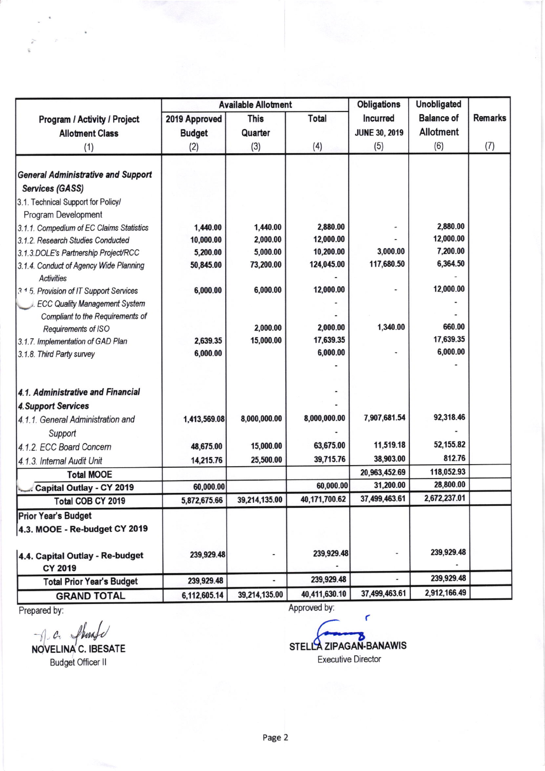| Program / Activity / Project Allotment Class (1) | Available Allotment | | | Obligations Incurred JUNE 30, 2019 (5) | Unobligated Balance of Allotment (6) | Remarks (7) |
|---|---|---|---|---|---|---|
| | 2019 Approved Budget (2) | This Quarter (3) | Total (4) | | | |
| ***General Administrative and Support Services (GASS)*** | | | | | | |
| 3.1. Technical Support for Policy/ Program Development | | | | | | |
| *3.1.1. Compedium of EC Claims Statistics* | 1,440.00 | 1,440.00 | 2,880.00 | - | 2,880.00 | |
| *3.1.2. Research Studies Conducted* | 10,000.00 | 2,000.00 | 12,000.00 | - | 12,000.00 | |
| *3.1.3.DOLE's Partnership Project/RCC* | 5,200.00 | 5,000.00 | 10,200.00 | 3,000.00 | 7,200.00 | |
| *3.1.4. Conduct of Agency Wide Planning Activities* | 50,845.00 | 73,200.00 | 124,045.00 | 117,680.50 | 6,364.50 | |
| | | | - | | - | |
| *3.1.5. Provision of IT Support Services* | 6,000.00 | 6,000.00 | 12,000.00 | - | 12,000.00 | |
| *. ECC Quality Management System Compliant to the Requirements of Requirements of ISO* | | 2,000.00 | 2,000.00 | 1,340.00 | 660.00 | |
| *3.1.7. Implementation of GAD Plan* | 2,639.35 | 15,000.00 | 17,639.35 | | 17,639.35 | |
| *3.1.8. Third Party survey* | 6,000.00 | | 6,000.00 | - | 6,000.00 | |
| | | | - | | - | |
| ***4.1. Administrative and Financial 4.Support Services*** | | | - | | | |
| *4.1.1. General Administration and Support* | 1,413,569.08 | 8,000,000.00 | 8,000,000.00 | 7,907,681.54 | 92,318.46 | |
| | | | - | | - | |
| *4.1.2. ECC Board Concern* | 48,675.00 | 15,000.00 | 63,675.00 | 11,519.18 | 52,155.82 | |
| *4.1.3. Internal Audit Unit* | 14,215.76 | 25,500.00 | 39,715.76 | 38,903.00 | 812.76 | |
| **Total MOOE** | | | | 20,963,452.69 | 118,052.93 | |
| **. Capital Outlay - CY 2019** | 60,000.00 | | 60,000.00 | 31,200.00 | 28,800.00 | |
| **Total COB CY 2019** | 5,872,675.66 | 39,214,135.00 | 40,171,700.62 | 37,499,463.61 | 2,672,237.01 | |
| **Prior Year's Budget** | | | | | | |
| **4.3. MOOE - Re-budget CY 2019** | | | | | | |
| **4.4. Capital Outlay - Re-budget CY 2019** | 239,929.48 | - | 239,929.48 | - | 239,929.48 | |
| | | | - | | - | |
| **Total Prior Year's Budget** | 239,929.48 | - | 239,929.48 | - | 239,929.48 | |
| **GRAND TOTAL** | 6,112,605.14 | 39,214,135.00 | 40,411,630.10 | 37,499,463.61 | 2,912,166.49 | |

Prepared by:

NOVELINA C. IBESATE
Budget Officer II

Approved by:

STELLA ZIPAGAN-BANAWIS
Executive Director